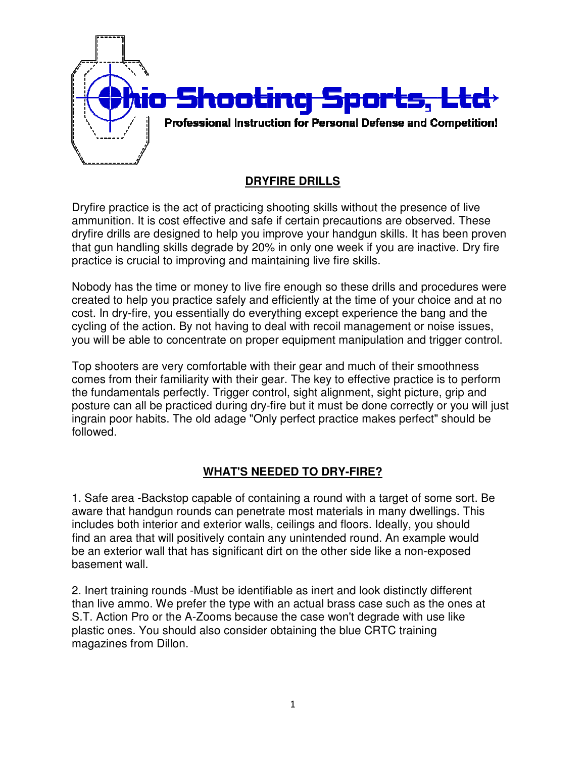**Ohio Shooting Sports, Ltd**

**Professional Instruction for Personal Defense and Competition!**

## DRYFIRE DRILLS

Dryfire practice is the act of practicing shooting skills without the presence of live ammunition. It is cost effective and safe if certain precautions are observed. These dryfire drills are designed to help you improve your handgun skills. It has been proven that gun handling skills degrade by 20% in only one week if you are inactive. Dry fire practice is crucial to improving and maintaining live fire skills.

Nobody has the time or money to live fire enough so these drills and procedures were created to help you practice safely and efficiently at the time of your choice and at no cost. In dry-fire, you essentially do everything except experience the bang and the cycling of the action. By not having to deal with recoil management or noise issues, you will be able to concentrate on proper equipment manipulation and trigger control.

Top shooters are very comfortable with their gear and much of their smoothness comes from their familiarity with their gear. The key to effective practice is to perform the fundamentals perfectly. Trigger control, sight alignment, sight picture, grip and posture can all be practiced during dry-fire but it must be done correctly or you will just ingrain poor habits. The old adage "Only perfect practice makes perfect" should be followed.

## WHAT'S NEEDED TO DRY-FIRE?

1. Safe area -Backstop capable of containing a round with a target of some sort. Be aware that handgun rounds can penetrate most materials in many dwellings. This includes both interior and exterior walls, ceilings and floors. Ideally, you should find an area that will positively contain any unintended round. An example would be an exterior wall that has significant dirt on the other side like a non-exposed basement wall.

2. Inert training rounds -Must be identifiable as inert and look distinctly different than live ammo. We prefer the type with an actual brass case such as the ones at S.T. Action Pro or the A-Zooms because the case won't degrade with use like plastic ones. You should also consider obtaining the blue CRTC training magazines from Dillon.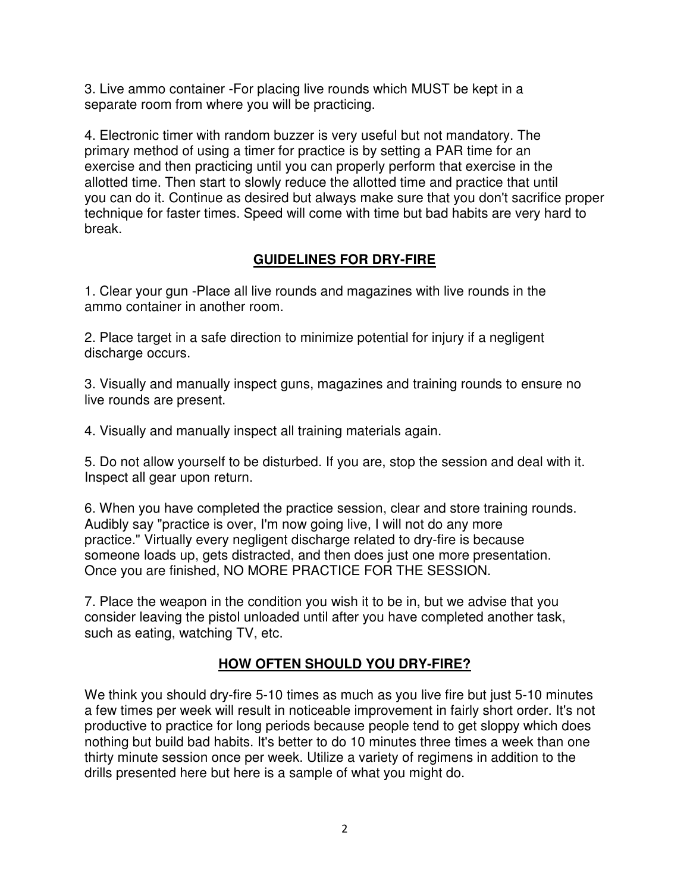3. Live ammo container -For placing live rounds which MUST be kept in a separate room from where you will be practicing.

4. Electronic timer with random buzzer is very useful but not mandatory. The primary method of using a timer for practice is by setting a PAR time for an exercise and then practicing until you can properly perform that exercise in the allotted time. Then start to slowly reduce the allotted time and practice that until you can do it. Continue as desired but always make sure that you don't sacrifice proper technique for faster times. Speed will come with time but bad habits are very hard to break.

## **GUIDELINES FOR DRY-FIRE**

1. Clear your gun -Place all live rounds and magazines with live rounds in the ammo container in another room.

2. Place target in a safe direction to minimize potential for injury if a negligent discharge occurs.

3. Visually and manually inspect guns, magazines and training rounds to ensure no live rounds are present.

4. Visually and manually inspect all training materials again.

5. Do not allow yourself to be disturbed. If you are, stop the session and deal with it. Inspect all gear upon return.

6. When you have completed the practice session, clear and store training rounds. Audibly say "practice is over, I'm now going live, I will not do any more practice." Virtually every negligent discharge related to dry-fire is because someone loads up, gets distracted, and then does just one more presentation. Once you are finished, NO MORE PRACTICE FOR THE SESSION.

7. Place the weapon in the condition you wish it to be in, but we advise that you consider leaving the pistol unloaded until after you have completed another task, such as eating, watching TV, etc.

## **HOW OFTEN SHOULD YOU DRY-FIRE?**

We think you should dry-fire 5-10 times as much as you live fire but just 5-10 minutes a few times per week will result in noticeable improvement in fairly short order. It's not productive to practice for long periods because people tend to get sloppy which does nothing but build bad habits. It's better to do 10 minutes three times a week than one thirty minute session once per week. Utilize a variety of regimens in addition to the drills presented here but here is a sample of what you might do.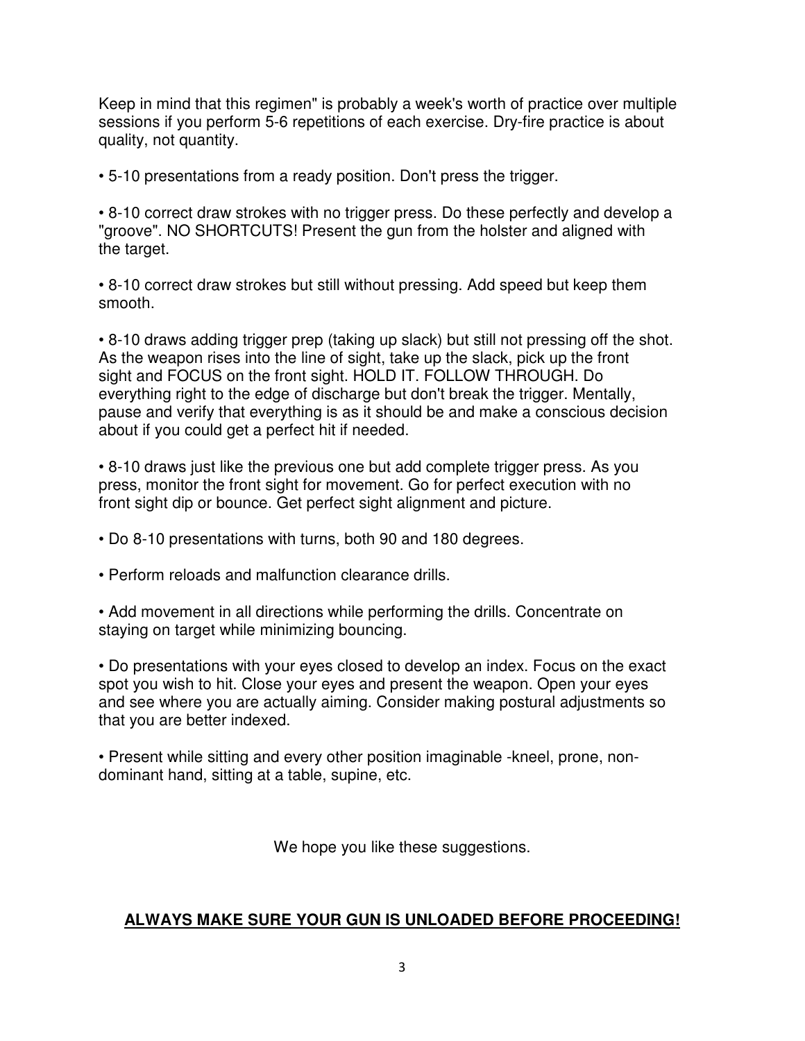Keep in mind that this regimen" is probably a week's worth of practice over multiple sessions if you perform 5-6 repetitions of each exercise. Dry-fire practice is about quality, not quantity.

- 5-10 presentations from a ready position. Don't press the trigger.

- 8-10 correct draw strokes with no trigger press. Do these perfectly and develop a "groove". NO SHORTCUTS! Present the gun from the holster and aligned with the target.

- 8-10 correct draw strokes but still without pressing. Add speed but keep them smooth.

- 8-10 draws adding trigger prep (taking up slack) but still not pressing off the shot. As the weapon rises into the line of sight, take up the slack, pick up the front sight and FOCUS on the front sight. HOLD IT. FOLLOW THROUGH. Do everything right to the edge of discharge but don't break the trigger. Mentally, pause and verify that everything is as it should be and make a conscious decision about if you could get a perfect hit if needed.

- 8-10 draws just like the previous one but add complete trigger press. As you press, monitor the front sight for movement. Go for perfect execution with no front sight dip or bounce. Get perfect sight alignment and picture.

- Do 8-10 presentations with turns, both 90 and 180 degrees.

- Perform reloads and malfunction clearance drills.

- Add movement in all directions while performing the drills. Concentrate on staying on target while minimizing bouncing.

- Do presentations with your eyes closed to develop an index. Focus on the exact spot you wish to hit. Close your eyes and present the weapon. Open your eyes and see where you are actually aiming. Consider making postural adjustments so that you are better indexed.

- Present while sitting and every other position imaginable -kneel, prone, non-dominant hand, sitting at a table, supine, etc.

We hope you like these suggestions.

**ALWAYS MAKE SURE YOUR GUN IS UNLOADED BEFORE PROCEEDING!**